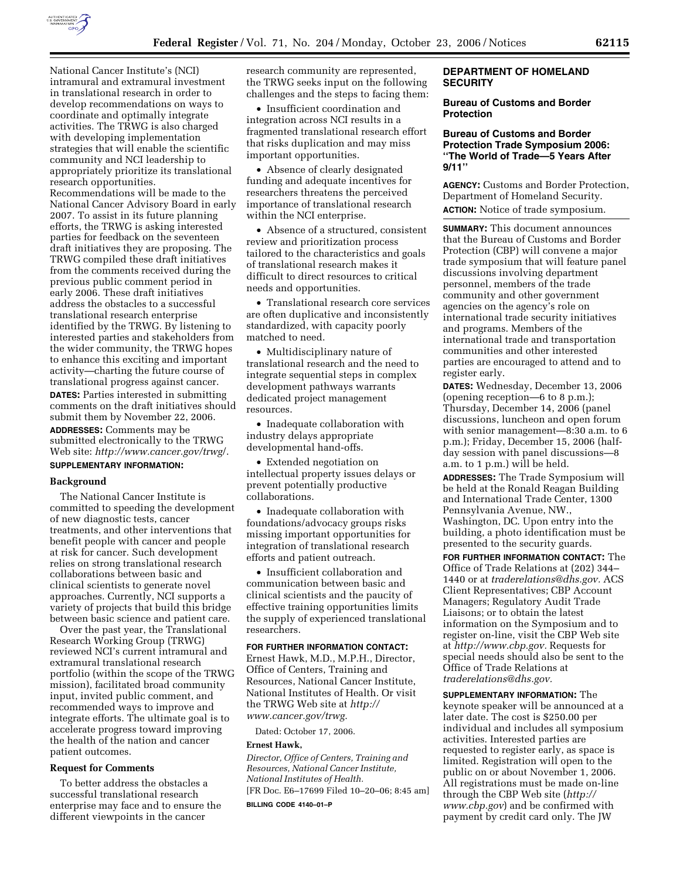National Cancer Institute's (NCI) intramural and extramural investment in translational research in order to develop recommendations on ways to coordinate and optimally integrate activities. The TRWG is also charged with developing implementation strategies that will enable the scientific community and NCI leadership to appropriately prioritize its translational research opportunities. Recommendations will be made to the National Cancer Advisory Board in early 2007. To assist in its future planning efforts, the TRWG is asking interested parties for feedback on the seventeen draft initiatives they are proposing. The TRWG compiled these draft initiatives from the comments received during the previous public comment period in early 2006. These draft initiatives address the obstacles to a successful translational research enterprise identified by the TRWG. By listening to interested parties and stakeholders from the wider community, the TRWG hopes to enhance this exciting and important activity—charting the future course of translational progress against cancer.

**DATES:** Parties interested in submitting comments on the draft initiatives should submit them by November 22, 2006.

**ADDRESSES:** Comments may be submitted electronically to the TRWG Web site: *http://www.cancer.gov/trwg/*.

**SUPPLEMENTARY INFORMATION:**

**Background**

The National Cancer Institute is committed to speeding the development of new diagnostic tests, cancer treatments, and other interventions that benefit people with cancer and people at risk for cancer. Such development relies on strong translational research collaborations between basic and clinical scientists to generate novel approaches. Currently, NCI supports a variety of projects that build this bridge between basic science and patient care.

Over the past year, the Translational Research Working Group (TRWG) reviewed NCI's current intramural and extramural translational research portfolio (within the scope of the TRWG mission), facilitated broad community input, invited public comment, and recommended ways to improve and integrate efforts. The ultimate goal is to accelerate progress toward improving the health of the nation and cancer patient outcomes.

**Request for Comments**

To better address the obstacles a successful translational research enterprise may face and to ensure the different viewpoints in the cancer research community are represented, the TRWG seeks input on the following challenges and the steps to facing them:

- Insufficient coordination and integration across NCI results in a fragmented translational research effort that risks duplication and may miss important opportunities.
- Absence of clearly designated funding and adequate incentives for researchers threatens the perceived importance of translational research within the NCI enterprise.
- Absence of a structured, consistent review and prioritization process tailored to the characteristics and goals of translational research makes it difficult to direct resources to critical needs and opportunities.
- Translational research core services are often duplicative and inconsistently standardized, with capacity poorly matched to need.
- Multidisciplinary nature of translational research and the need to integrate sequential steps in complex development pathways warrants dedicated project management resources.
- Inadequate collaboration with industry delays appropriate developmental hand-offs.
- Extended negotiation on intellectual property issues delays or prevent potentially productive collaborations.
- Inadequate collaboration with foundations/advocacy groups risks missing important opportunities for integration of translational research efforts and patient outreach.
- Insufficient collaboration and communication between basic and clinical scientists and the paucity of effective training opportunities limits the supply of experienced translational researchers.

**FOR FURTHER INFORMATION CONTACT:** Ernest Hawk, M.D., M.P.H., Director, Office of Centers, Training and Resources, National Cancer Institute, National Institutes of Health. Or visit the TRWG Web site at *http://www.cancer.gov/trwg.*

Dated: October 17, 2006.

**Ernest Hawk,**

*Director, Office of Centers, Training and Resources, National Cancer Institute, National Institutes of Health.*

[FR Doc. E6–17699 Filed 10–20–06; 8:45 am]

**BILLING CODE 4140–01–P**

## DEPARTMENT OF HOMELAND SECURITY

### Bureau of Customs and Border Protection

### Bureau of Customs and Border Protection Trade Symposium 2006: ''The World of Trade—5 Years After 9/11''

**AGENCY:** Customs and Border Protection, Department of Homeland Security.

**ACTION:** Notice of trade symposium.

**SUMMARY:** This document announces that the Bureau of Customs and Border Protection (CBP) will convene a major trade symposium that will feature panel discussions involving department personnel, members of the trade community and other government agencies on the agency's role on international trade security initiatives and programs. Members of the international trade and transportation communities and other interested parties are encouraged to attend and to register early.

**DATES:** Wednesday, December 13, 2006 (opening reception—6 to 8 p.m.); Thursday, December 14, 2006 (panel discussions, luncheon and open forum with senior management—8:30 a.m. to 6 p.m.); Friday, December 15, 2006 (half-day session with panel discussions—8 a.m. to 1 p.m.) will be held.

**ADDRESSES:** The Trade Symposium will be held at the Ronald Reagan Building and International Trade Center, 1300 Pennsylvania Avenue, NW., Washington, DC. Upon entry into the building, a photo identification must be presented to the security guards.

**FOR FURTHER INFORMATION CONTACT:** The Office of Trade Relations at (202) 344–1440 or at *traderelations@dhs.gov.* ACS Client Representatives; CBP Account Managers; Regulatory Audit Trade Liaisons; or to obtain the latest information on the Symposium and to register on-line, visit the CBP Web site at *http://www.cbp.gov.* Requests for special needs should also be sent to the Office of Trade Relations at *traderelations@dhs.gov.*

**SUPPLEMENTARY INFORMATION:** The keynote speaker will be announced at a later date. The cost is $250.00 per individual and includes all symposium activities. Interested parties are requested to register early, as space is limited. Registration will open to the public on or about November 1, 2006. All registrations must be made on-line through the CBP Web site (*http://www.cbp.gov*) and be confirmed with payment by credit card only. The JW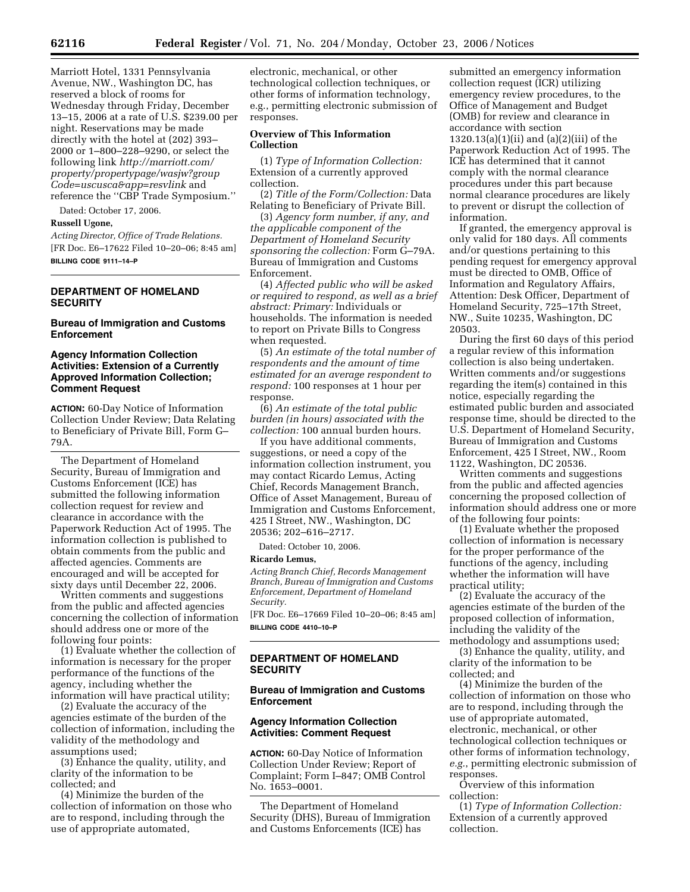Marriott Hotel, 1331 Pennsylvania Avenue, NW., Washington DC, has reserved a block of rooms for Wednesday through Friday, December 13–15, 2006 at a rate of U.S. $239.00 per night. Reservations may be made directly with the hotel at (202) 393–2000 or 1–800–228–9290, or select the following link *http://marriott.com/property/propertypage/wasjw?groupCode=uscusca&app=resvlink* and reference the ''CBP Trade Symposium.''

Dated: October 17, 2006.

**Russell Ugone,**

*Acting Director, Office of Trade Relations.*

[FR Doc. E6–17622 Filed 10–20–06; 8:45 am]

**BILLING CODE 9111–14–P**

---

## DEPARTMENT OF HOMELAND SECURITY

### Bureau of Immigration and Customs Enforcement

### Agency Information Collection Activities: Extension of a Currently Approved Information Collection; Comment Request

**ACTION:** 60-Day Notice of Information Collection Under Review; Data Relating to Beneficiary of Private Bill, Form G–79A.

The Department of Homeland Security, Bureau of Immigration and Customs Enforcement (ICE) has submitted the following information collection request for review and clearance in accordance with the Paperwork Reduction Act of 1995. The information collection is published to obtain comments from the public and affected agencies. Comments are encouraged and will be accepted for sixty days until December 22, 2006.

Written comments and suggestions from the public and affected agencies concerning the collection of information should address one or more of the following four points:

(1) Evaluate whether the collection of information is necessary for the proper performance of the functions of the agency, including whether the information will have practical utility;

(2) Evaluate the accuracy of the agencies estimate of the burden of the collection of information, including the validity of the methodology and assumptions used;

(3) Enhance the quality, utility, and clarity of the information to be collected; and

(4) Minimize the burden of the collection of information on those who are to respond, including through the use of appropriate automated, electronic, mechanical, or other technological collection techniques, or other forms of information technology, e.g., permitting electronic submission of responses.

**Overview of This Information Collection**

(1) *Type of Information Collection:* Extension of a currently approved collection.

(2) *Title of the Form/Collection:* Data Relating to Beneficiary of Private Bill.

(3) *Agency form number, if any, and the applicable component of the Department of Homeland Security sponsoring the collection:* Form G–79A. Bureau of Immigration and Customs Enforcement.

(4) *Affected public who will be asked or required to respond, as well as a brief abstract: Primary:* Individuals or households. The information is needed to report on Private Bills to Congress when requested.

(5) *An estimate of the total number of respondents and the amount of time estimated for an average respondent to respond:* 100 responses at 1 hour per response.

(6) *An estimate of the total public burden (in hours) associated with the collection:* 100 annual burden hours.

If you have additional comments, suggestions, or need a copy of the information collection instrument, you may contact Ricardo Lemus, Acting Chief, Records Management Branch, Office of Asset Management, Bureau of Immigration and Customs Enforcement, 425 I Street, NW., Washington, DC 20536; 202–616–2717.

Dated: October 10, 2006.

**Ricardo Lemus,**

*Acting Branch Chief, Records Management Branch, Bureau of Immigration and Customs Enforcement, Department of Homeland Security.*

[FR Doc. E6–17669 Filed 10–20–06; 8:45 am]

**BILLING CODE 4410–10–P**

---

## DEPARTMENT OF HOMELAND SECURITY

### Bureau of Immigration and Customs Enforcement

### Agency Information Collection Activities: Comment Request

**ACTION:** 60-Day Notice of Information Collection Under Review; Report of Complaint; Form I–847; OMB Control No. 1653–0001.

The Department of Homeland Security (DHS), Bureau of Immigration and Customs Enforcements (ICE) has submitted an emergency information collection request (ICR) utilizing emergency review procedures, to the Office of Management and Budget (OMB) for review and clearance in accordance with section 1320.13(a)(1)(ii) and (a)(2)(iii) of the Paperwork Reduction Act of 1995. The ICE has determined that it cannot comply with the normal clearance procedures under this part because normal clearance procedures are likely to prevent or disrupt the collection of information.

If granted, the emergency approval is only valid for 180 days. All comments and/or questions pertaining to this pending request for emergency approval must be directed to OMB, Office of Information and Regulatory Affairs, Attention: Desk Officer, Department of Homeland Security, 725–17th Street, NW., Suite 10235, Washington, DC 20503.

During the first 60 days of this period a regular review of this information collection is also being undertaken. Written comments and/or suggestions regarding the item(s) contained in this notice, especially regarding the estimated public burden and associated response time, should be directed to the U.S. Department of Homeland Security, Bureau of Immigration and Customs Enforcement, 425 I Street, NW., Room 1122, Washington, DC 20536.

Written comments and suggestions from the public and affected agencies concerning the proposed collection of information should address one or more of the following four points:

(1) Evaluate whether the proposed collection of information is necessary for the proper performance of the functions of the agency, including whether the information will have practical utility;

(2) Evaluate the accuracy of the agencies estimate of the burden of the proposed collection of information, including the validity of the methodology and assumptions used;

(3) Enhance the quality, utility, and clarity of the information to be collected; and

(4) Minimize the burden of the collection of information on those who are to respond, including through the use of appropriate automated, electronic, mechanical, or other technological collection techniques or other forms of information technology, *e.g.*, permitting electronic submission of responses.

Overview of this information collection:

(1) *Type of Information Collection:* Extension of a currently approved collection.